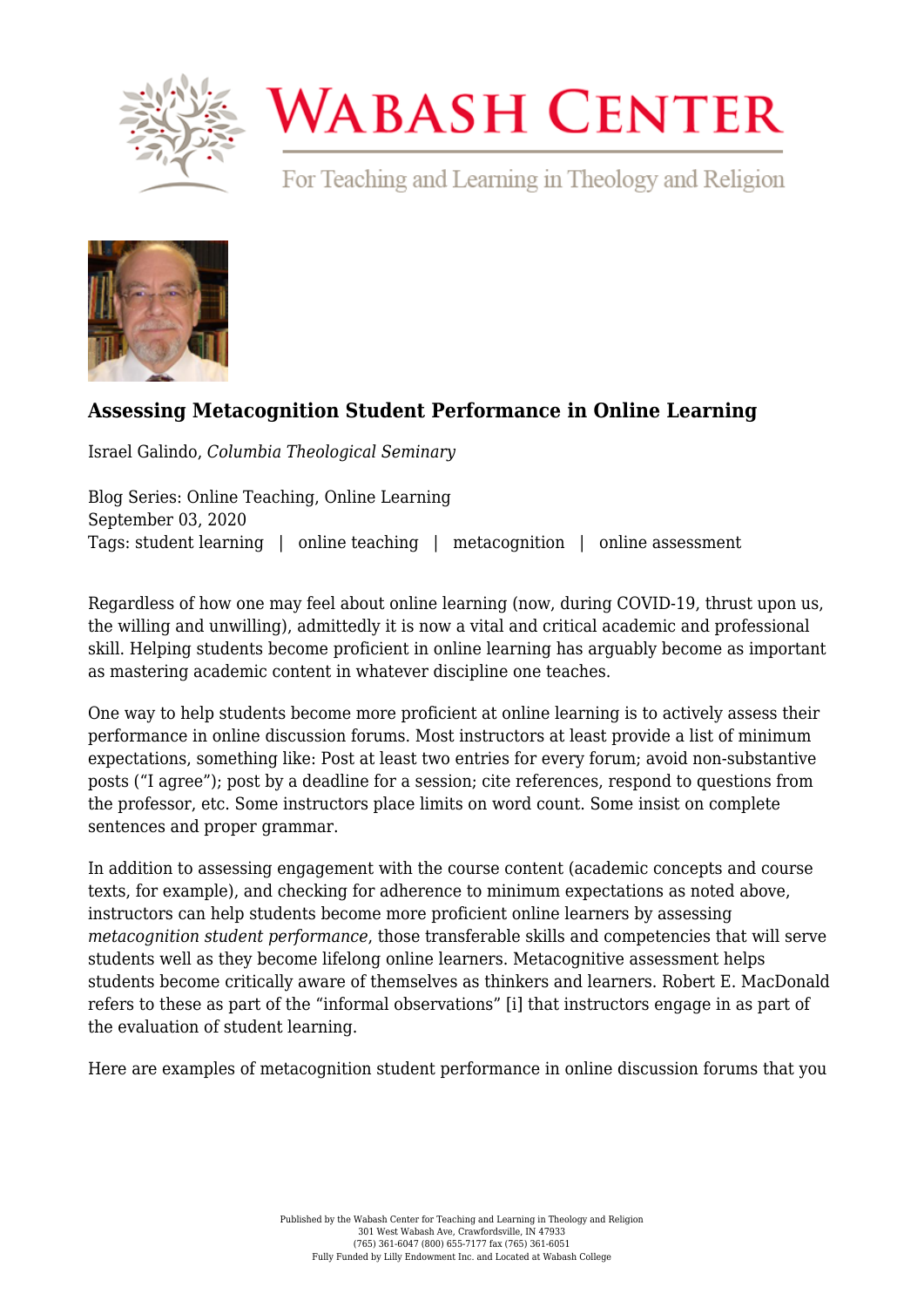# WABASH CENTER

For Teaching and Learning in Theology and Religion

### Assessing Metacognition Student Performance in Online Learning

Israel Galindo, *Columbia Theological Seminary*

Blog Series: Online Teaching, Online Learning
September 03, 2020
Tags: student learning | online teaching | metacognition | online assessment

Regardless of how one may feel about online learning (now, during COVID-19, thrust upon us, the willing and unwilling), admittedly it is now a vital and critical academic and professional skill. Helping students become proficient in online learning has arguably become as important as mastering academic content in whatever discipline one teaches.

One way to help students become more proficient at online learning is to actively assess their performance in online discussion forums. Most instructors at least provide a list of minimum expectations, something like: Post at least two entries for every forum; avoid non-substantive posts ("I agree"); post by a deadline for a session; cite references, respond to questions from the professor, etc. Some instructors place limits on word count. Some insist on complete sentences and proper grammar.

In addition to assessing engagement with the course content (academic concepts and course texts, for example), and checking for adherence to minimum expectations as noted above, instructors can help students become more proficient online learners by assessing *metacognition student performance*, those transferable skills and competencies that will serve students well as they become lifelong online learners. Metacognitive assessment helps students become critically aware of themselves as thinkers and learners. Robert E. MacDonald refers to these as part of the "informal observations" [i] that instructors engage in as part of the evaluation of student learning.

Here are examples of metacognition student performance in online discussion forums that you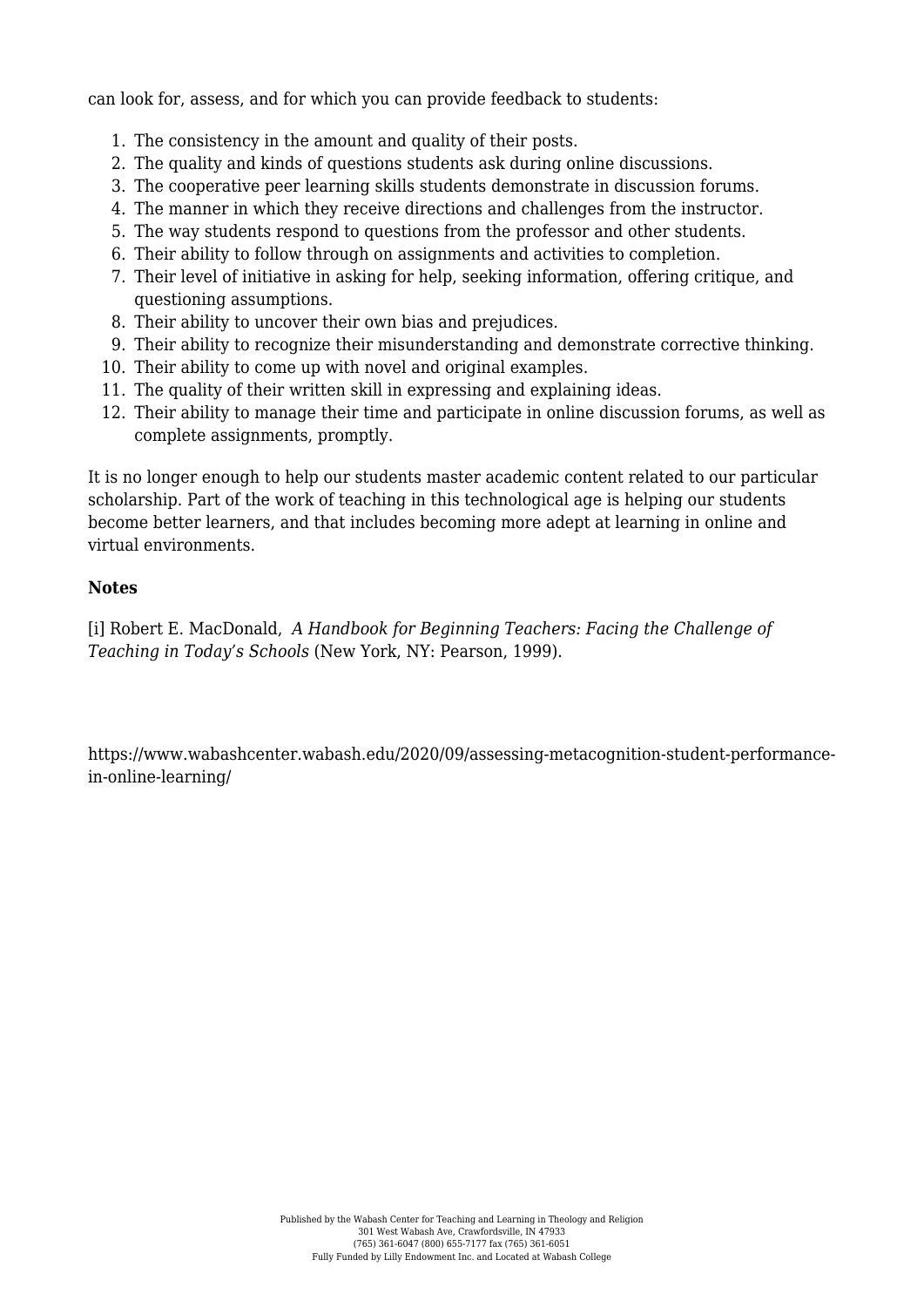can look for, assess, and for which you can provide feedback to students:

1. The consistency in the amount and quality of their posts.
2. The quality and kinds of questions students ask during online discussions.
3. The cooperative peer learning skills students demonstrate in discussion forums.
4. The manner in which they receive directions and challenges from the instructor.
5. The way students respond to questions from the professor and other students.
6. Their ability to follow through on assignments and activities to completion.
7. Their level of initiative in asking for help, seeking information, offering critique, and questioning assumptions.
8. Their ability to uncover their own bias and prejudices.
9. Their ability to recognize their misunderstanding and demonstrate corrective thinking.
10. Their ability to come up with novel and original examples.
11. The quality of their written skill in expressing and explaining ideas.
12. Their ability to manage their time and participate in online discussion forums, as well as complete assignments, promptly.

It is no longer enough to help our students master academic content related to our particular scholarship. Part of the work of teaching in this technological age is helping our students become better learners, and that includes becoming more adept at learning in online and virtual environments.

**Notes**

[i] Robert E. MacDonald, *A Handbook for Beginning Teachers: Facing the Challenge of Teaching in Today's Schools* (New York, NY: Pearson, 1999).

https://www.wabashcenter.wabash.edu/2020/09/assessing-metacognition-student-performance-in-online-learning/